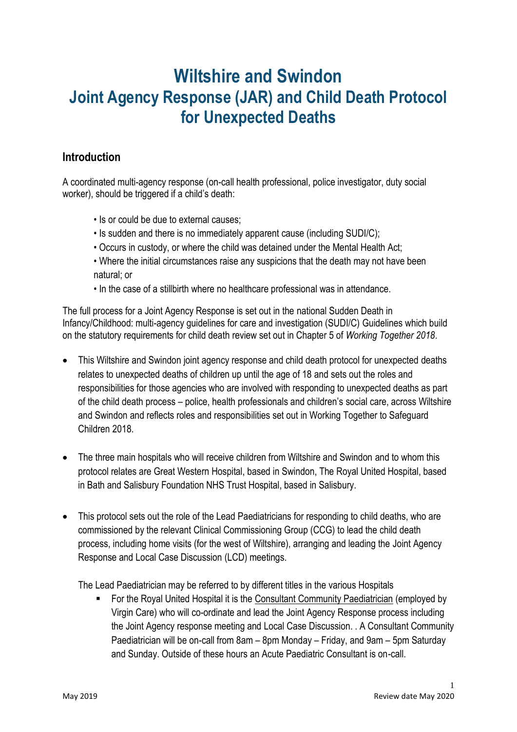# Wiltshire and Swindon Joint Agency Response (JAR) and Child Death Protocol for Unexpected Deaths

## Introduction

A coordinated multi-agency response (on-call health professional, police investigator, duty social worker), should be triggered if a child's death:

- Is or could be due to external causes;
- Is sudden and there is no immediately apparent cause (including SUDI/C);
- Occurs in custody, or where the child was detained under the Mental Health Act;
- Where the initial circumstances raise any suspicions that the death may not have been natural; or
- In the case of a stillbirth where no healthcare professional was in attendance.

The full process for a Joint Agency Response is set out in the national Sudden Death in Infancy/Childhood: multi-agency guidelines for care and investigation (SUDI/C) Guidelines which build on the statutory requirements for child death review set out in Chapter 5 of *Working Together 2018*.

- This Wiltshire and Swindon joint agency response and child death protocol for unexpected deaths relates to unexpected deaths of children up until the age of 18 and sets out the roles and responsibilities for those agencies who are involved with responding to unexpected deaths as part of the child death process – police, health professionals and children's social care, across Wiltshire and Swindon and reflects roles and responsibilities set out in Working Together to Safeguard Children 2018.

- The three main hospitals who will receive children from Wiltshire and Swindon and to whom this protocol relates are Great Western Hospital, based in Swindon, The Royal United Hospital, based in Bath and Salisbury Foundation NHS Trust Hospital, based in Salisbury.

- This protocol sets out the role of the Lead Paediatricians for responding to child deaths, who are commissioned by the relevant Clinical Commissioning Group (CCG) to lead the child death process, including home visits (for the west of Wiltshire), arranging and leading the Joint Agency Response and Local Case Discussion (LCD) meetings.

  The Lead Paediatrician may be referred to by different titles in the various Hospitals

  - For the Royal United Hospital it is the Consultant Community Paediatrician (employed by Virgin Care) who will co-ordinate and lead the Joint Agency Response process including the Joint Agency response meeting and Local Case Discussion. . A Consultant Community Paediatrician will be on-call from 8am – 8pm Monday – Friday, and 9am – 5pm Saturday and Sunday. Outside of these hours an Acute Paediatric Consultant is on-call.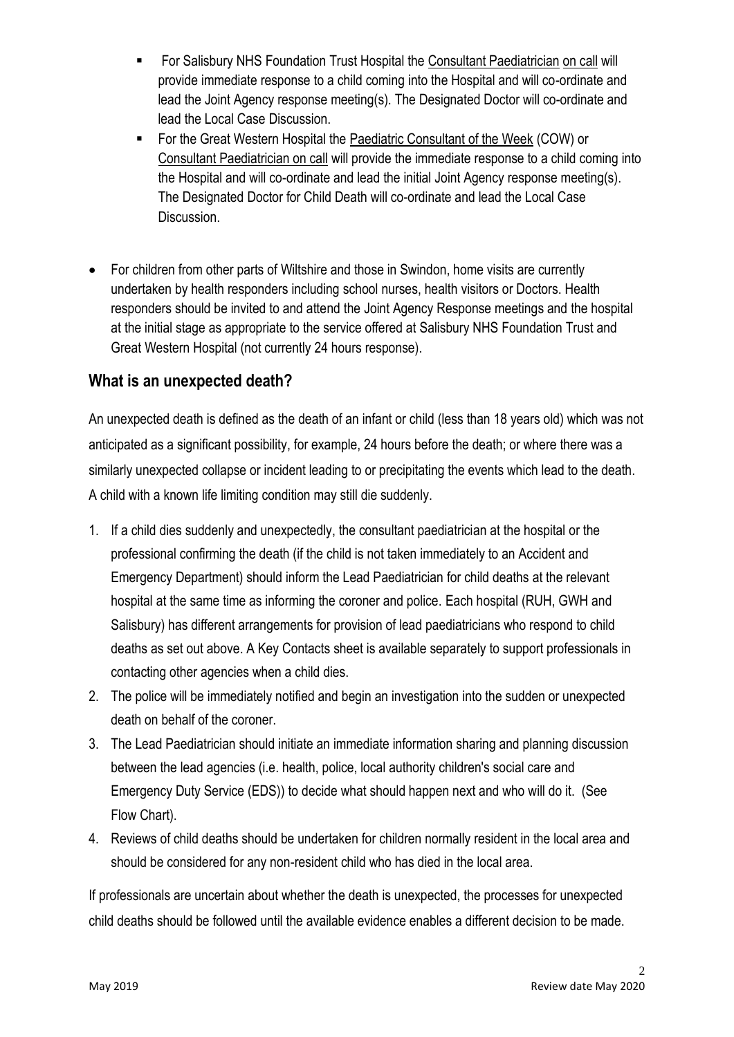- For Salisbury NHS Foundation Trust Hospital the Consultant Paediatrician on call will provide immediate response to a child coming into the Hospital and will co-ordinate and lead the Joint Agency response meeting(s). The Designated Doctor will co-ordinate and lead the Local Case Discussion.
- For the Great Western Hospital the Paediatric Consultant of the Week (COW) or Consultant Paediatrician on call will provide the immediate response to a child coming into the Hospital and will co-ordinate and lead the initial Joint Agency response meeting(s). The Designated Doctor for Child Death will co-ordinate and lead the Local Case Discussion.

- For children from other parts of Wiltshire and those in Swindon, home visits are currently undertaken by health responders including school nurses, health visitors or Doctors. Health responders should be invited to and attend the Joint Agency Response meetings and the hospital at the initial stage as appropriate to the service offered at Salisbury NHS Foundation Trust and Great Western Hospital (not currently 24 hours response).

## What is an unexpected death?

An unexpected death is defined as the death of an infant or child (less than 18 years old) which was not anticipated as a significant possibility, for example, 24 hours before the death; or where there was a similarly unexpected collapse or incident leading to or precipitating the events which lead to the death. A child with a known life limiting condition may still die suddenly.

1. If a child dies suddenly and unexpectedly, the consultant paediatrician at the hospital or the professional confirming the death (if the child is not taken immediately to an Accident and Emergency Department) should inform the Lead Paediatrician for child deaths at the relevant hospital at the same time as informing the coroner and police. Each hospital (RUH, GWH and Salisbury) has different arrangements for provision of lead paediatricians who respond to child deaths as set out above. A Key Contacts sheet is available separately to support professionals in contacting other agencies when a child dies.
2. The police will be immediately notified and begin an investigation into the sudden or unexpected death on behalf of the coroner.
3. The Lead Paediatrician should initiate an immediate information sharing and planning discussion between the lead agencies (i.e. health, police, local authority children's social care and Emergency Duty Service (EDS)) to decide what should happen next and who will do it. (See Flow Chart).
4. Reviews of child deaths should be undertaken for children normally resident in the local area and should be considered for any non-resident child who has died in the local area.

If professionals are uncertain about whether the death is unexpected, the processes for unexpected child deaths should be followed until the available evidence enables a different decision to be made.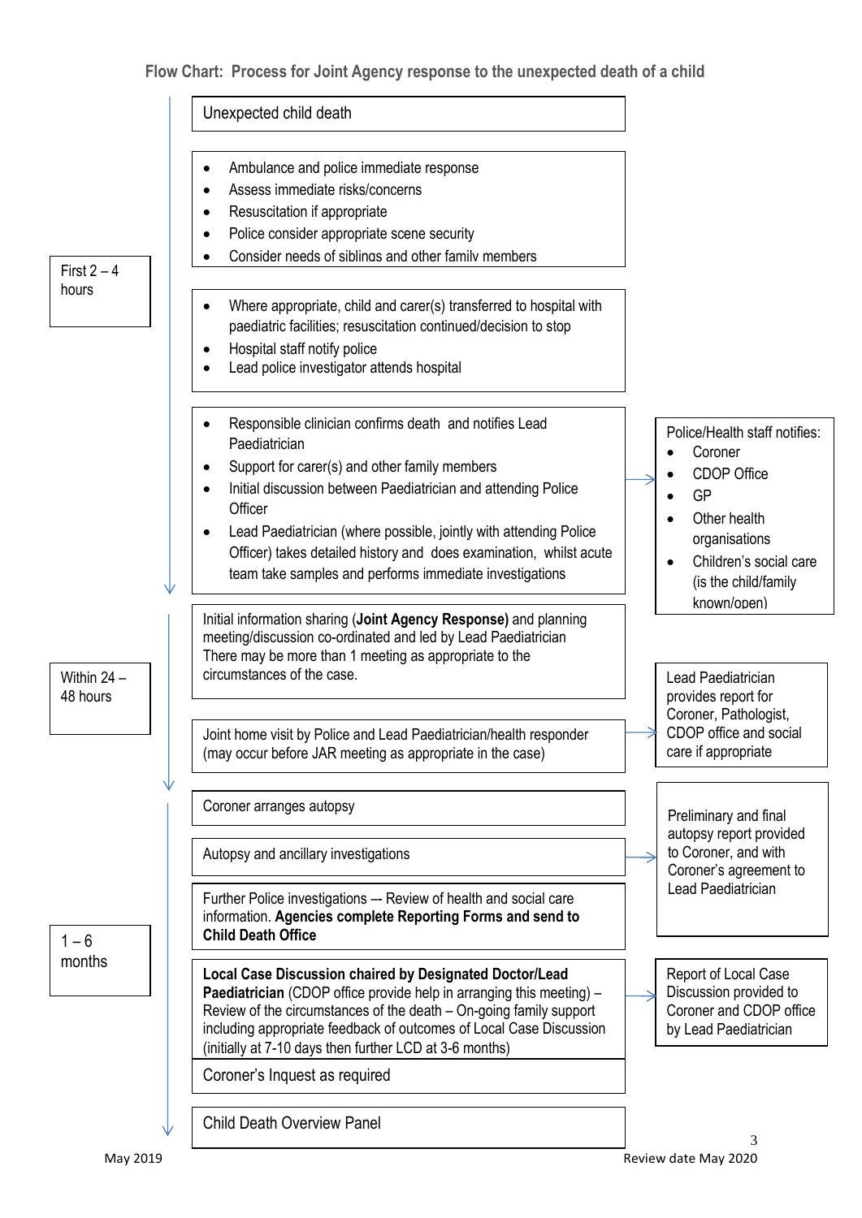## Flow Chart: Process for Joint Agency response to the unexpected death of a child

### First 2 – 4 hours

**Unexpected child death**

- Ambulance and police immediate response
- Assess immediate risks/concerns
- Resuscitation if appropriate
- Police consider appropriate scene security
- Consider needs of siblings and other family members

---

- Where appropriate, child and carer(s) transferred to hospital with paediatric facilities; resuscitation continued/decision to stop
- Hospital staff notify police
- Lead police investigator attends hospital

---

- Responsible clinician confirms death and notifies Lead Paediatrician
- Support for carer(s) and other family members
- Initial discussion between Paediatrician and attending Police Officer
- Lead Paediatrician (where possible, jointly with attending Police Officer) takes detailed history and does examination, whilst acute team take samples and performs immediate investigations

→ Police/Health staff notifies:

- Coroner
- CDOP Office
- GP
- Other health organisations
- Children's social care (is the child/family known/open)

### Within 24 – 48 hours

Initial information sharing (**Joint Agency Response)** and planning meeting/discussion co-ordinated and led by Lead Paediatrician
There may be more than 1 meeting as appropriate to the circumstances of the case.

---

Joint home visit by Police and Lead Paediatrician/health responder (may occur before JAR meeting as appropriate in the case)

→ Lead Paediatrician provides report for Coroner, Pathologist, CDOP office and social care if appropriate

### 1 – 6 months

Coroner arranges autopsy

---

Autopsy and ancillary investigations

→ Preliminary and final autopsy report provided to Coroner, and with Coroner's agreement to Lead Paediatrician

---

Further Police investigations –- Review of health and social care information. **Agencies complete Reporting Forms and send to Child Death Office**

---

**Local Case Discussion chaired by Designated Doctor/Lead Paediatrician** (CDOP office provide help in arranging this meeting) – Review of the circumstances of the death – On-going family support including appropriate feedback of outcomes of Local Case Discussion (initially at 7-10 days then further LCD at 3-6 months)

→ Report of Local Case Discussion provided to Coroner and CDOP office by Lead Paediatrician

---

Coroner's Inquest as required

---

Child Death Overview Panel

May 2019

Review date May 2020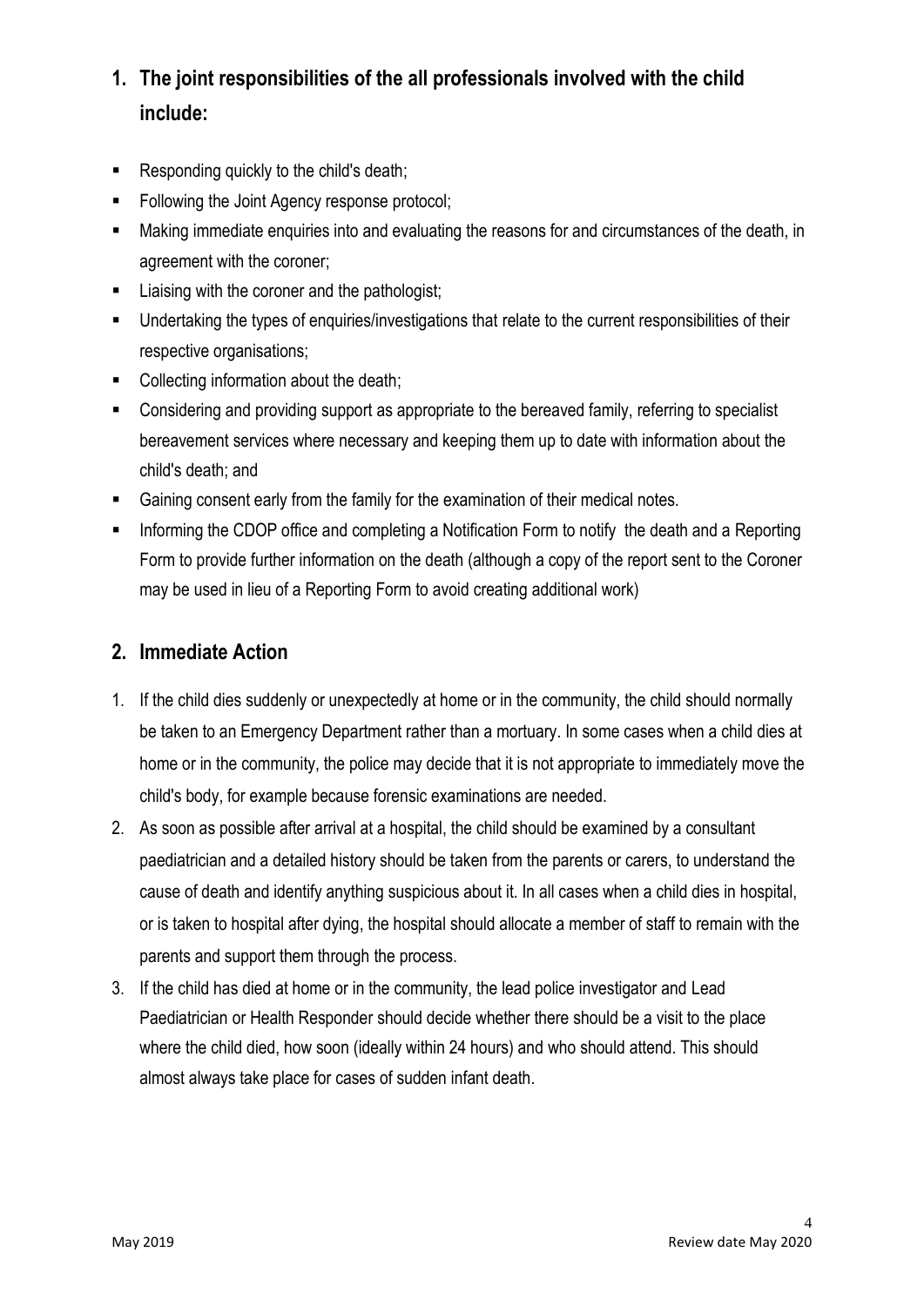## 1. The joint responsibilities of the all professionals involved with the child include:

- Responding quickly to the child's death;
- Following the Joint Agency response protocol;
- Making immediate enquiries into and evaluating the reasons for and circumstances of the death, in agreement with the coroner;
- Liaising with the coroner and the pathologist;
- Undertaking the types of enquiries/investigations that relate to the current responsibilities of their respective organisations;
- Collecting information about the death;
- Considering and providing support as appropriate to the bereaved family, referring to specialist bereavement services where necessary and keeping them up to date with information about the child's death; and
- Gaining consent early from the family for the examination of their medical notes.
- Informing the CDOP office and completing a Notification Form to notify the death and a Reporting Form to provide further information on the death (although a copy of the report sent to the Coroner may be used in lieu of a Reporting Form to avoid creating additional work)

## 2. Immediate Action

1. If the child dies suddenly or unexpectedly at home or in the community, the child should normally be taken to an Emergency Department rather than a mortuary. In some cases when a child dies at home or in the community, the police may decide that it is not appropriate to immediately move the child's body, for example because forensic examinations are needed.
2. As soon as possible after arrival at a hospital, the child should be examined by a consultant paediatrician and a detailed history should be taken from the parents or carers, to understand the cause of death and identify anything suspicious about it. In all cases when a child dies in hospital, or is taken to hospital after dying, the hospital should allocate a member of staff to remain with the parents and support them through the process.
3. If the child has died at home or in the community, the lead police investigator and Lead Paediatrician or Health Responder should decide whether there should be a visit to the place where the child died, how soon (ideally within 24 hours) and who should attend. This should almost always take place for cases of sudden infant death.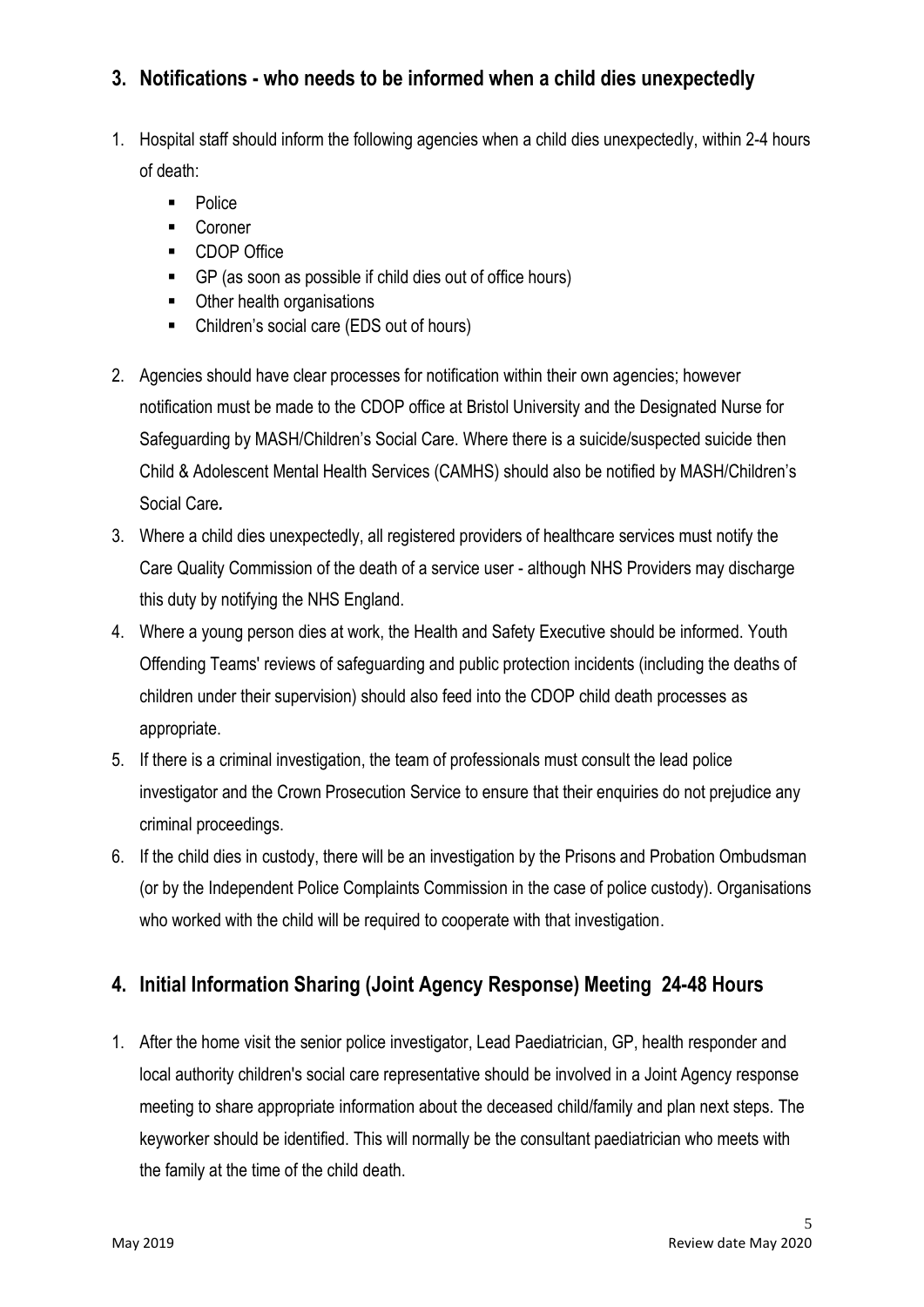## 3. Notifications - who needs to be informed when a child dies unexpectedly

1. Hospital staff should inform the following agencies when a child dies unexpectedly, within 2-4 hours of death:
   - Police
   - Coroner
   - CDOP Office
   - GP (as soon as possible if child dies out of office hours)
   - Other health organisations
   - Children's social care (EDS out of hours)
2. Agencies should have clear processes for notification within their own agencies; however notification must be made to the CDOP office at Bristol University and the Designated Nurse for Safeguarding by MASH/Children's Social Care. Where there is a suicide/suspected suicide then Child & Adolescent Mental Health Services (CAMHS) should also be notified by MASH/Children's Social Care*.*
3. Where a child dies unexpectedly, all registered providers of healthcare services must notify the Care Quality Commission of the death of a service user - although NHS Providers may discharge this duty by notifying the NHS England.
4. Where a young person dies at work, the Health and Safety Executive should be informed. Youth Offending Teams' reviews of safeguarding and public protection incidents (including the deaths of children under their supervision) should also feed into the CDOP child death processes as appropriate.
5. If there is a criminal investigation, the team of professionals must consult the lead police investigator and the Crown Prosecution Service to ensure that their enquiries do not prejudice any criminal proceedings.
6. If the child dies in custody, there will be an investigation by the Prisons and Probation Ombudsman (or by the Independent Police Complaints Commission in the case of police custody). Organisations who worked with the child will be required to cooperate with that investigation.

## 4. Initial Information Sharing (Joint Agency Response) Meeting 24-48 Hours

1. After the home visit the senior police investigator, Lead Paediatrician, GP, health responder and local authority children's social care representative should be involved in a Joint Agency response meeting to share appropriate information about the deceased child/family and plan next steps. The keyworker should be identified. This will normally be the consultant paediatrician who meets with the family at the time of the child death.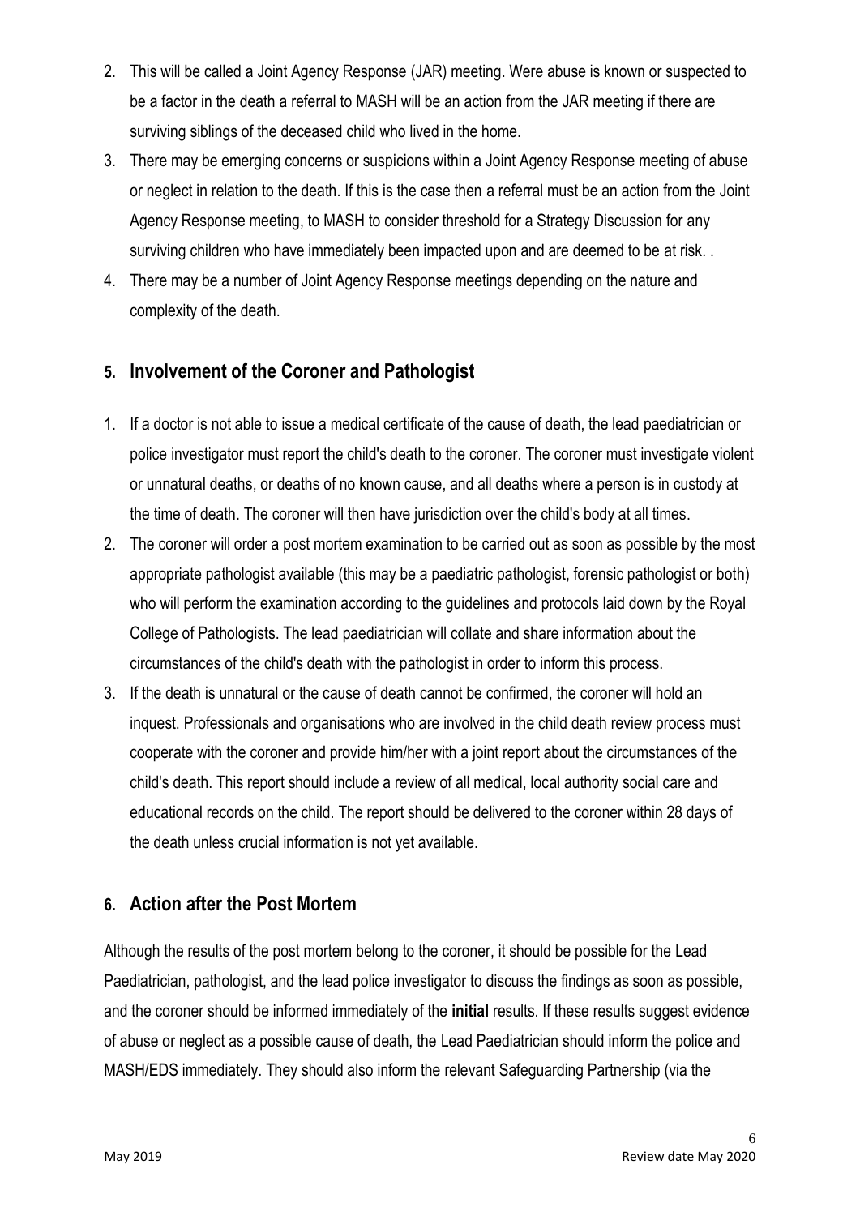2. This will be called a Joint Agency Response (JAR) meeting. Were abuse is known or suspected to be a factor in the death a referral to MASH will be an action from the JAR meeting if there are surviving siblings of the deceased child who lived in the home.
3. There may be emerging concerns or suspicions within a Joint Agency Response meeting of abuse or neglect in relation to the death. If this is the case then a referral must be an action from the Joint Agency Response meeting, to MASH to consider threshold for a Strategy Discussion for any surviving children who have immediately been impacted upon and are deemed to be at risk. .
4. There may be a number of Joint Agency Response meetings depending on the nature and complexity of the death.

## 5. Involvement of the Coroner and Pathologist

1. If a doctor is not able to issue a medical certificate of the cause of death, the lead paediatrician or police investigator must report the child's death to the coroner. The coroner must investigate violent or unnatural deaths, or deaths of no known cause, and all deaths where a person is in custody at the time of death. The coroner will then have jurisdiction over the child's body at all times.
2. The coroner will order a post mortem examination to be carried out as soon as possible by the most appropriate pathologist available (this may be a paediatric pathologist, forensic pathologist or both) who will perform the examination according to the guidelines and protocols laid down by the Royal College of Pathologists. The lead paediatrician will collate and share information about the circumstances of the child's death with the pathologist in order to inform this process.
3. If the death is unnatural or the cause of death cannot be confirmed, the coroner will hold an inquest. Professionals and organisations who are involved in the child death review process must cooperate with the coroner and provide him/her with a joint report about the circumstances of the child's death. This report should include a review of all medical, local authority social care and educational records on the child. The report should be delivered to the coroner within 28 days of the death unless crucial information is not yet available.

## 6. Action after the Post Mortem

Although the results of the post mortem belong to the coroner, it should be possible for the Lead Paediatrician, pathologist, and the lead police investigator to discuss the findings as soon as possible, and the coroner should be informed immediately of the **initial** results. If these results suggest evidence of abuse or neglect as a possible cause of death, the Lead Paediatrician should inform the police and MASH/EDS immediately. They should also inform the relevant Safeguarding Partnership (via the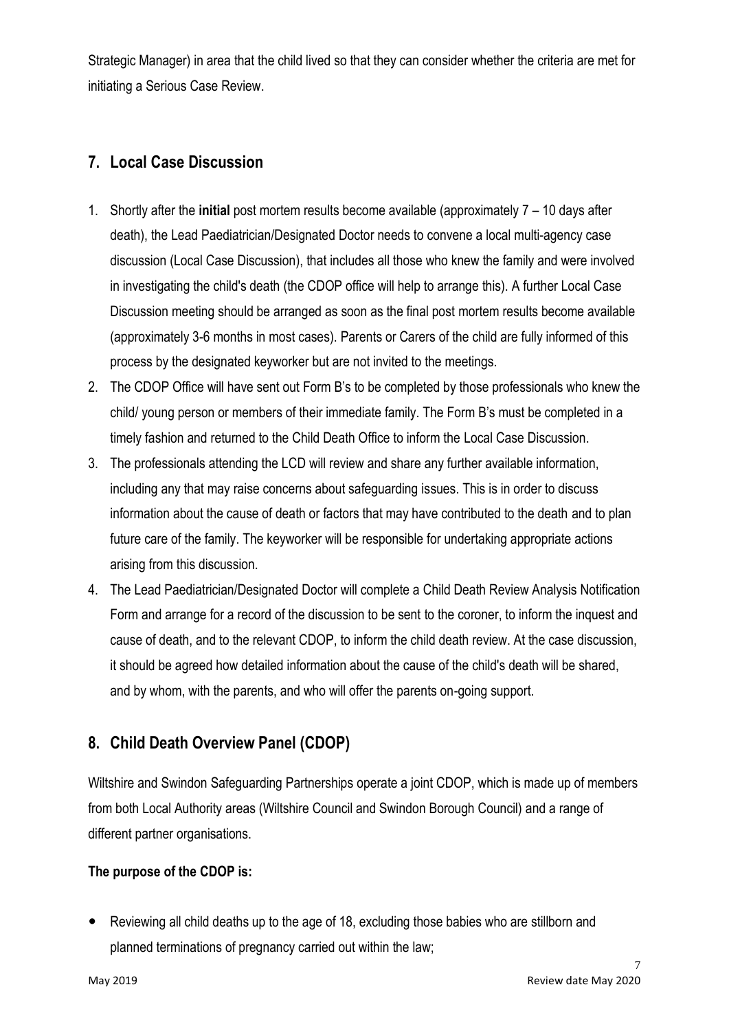Strategic Manager) in area that the child lived so that they can consider whether the criteria are met for initiating a Serious Case Review.

## 7. Local Case Discussion

1. Shortly after the **initial** post mortem results become available (approximately 7 – 10 days after death), the Lead Paediatrician/Designated Doctor needs to convene a local multi-agency case discussion (Local Case Discussion), that includes all those who knew the family and were involved in investigating the child's death (the CDOP office will help to arrange this). A further Local Case Discussion meeting should be arranged as soon as the final post mortem results become available (approximately 3-6 months in most cases). Parents or Carers of the child are fully informed of this process by the designated keyworker but are not invited to the meetings.
2. The CDOP Office will have sent out Form B's to be completed by those professionals who knew the child/ young person or members of their immediate family. The Form B's must be completed in a timely fashion and returned to the Child Death Office to inform the Local Case Discussion.
3. The professionals attending the LCD will review and share any further available information, including any that may raise concerns about safeguarding issues. This is in order to discuss information about the cause of death or factors that may have contributed to the death and to plan future care of the family. The keyworker will be responsible for undertaking appropriate actions arising from this discussion.
4. The Lead Paediatrician/Designated Doctor will complete a Child Death Review Analysis Notification Form and arrange for a record of the discussion to be sent to the coroner, to inform the inquest and cause of death, and to the relevant CDOP, to inform the child death review. At the case discussion, it should be agreed how detailed information about the cause of the child's death will be shared, and by whom, with the parents, and who will offer the parents on-going support.

## 8. Child Death Overview Panel (CDOP)

Wiltshire and Swindon Safeguarding Partnerships operate a joint CDOP, which is made up of members from both Local Authority areas (Wiltshire Council and Swindon Borough Council) and a range of different partner organisations.

**The purpose of the CDOP is:**

- Reviewing all child deaths up to the age of 18, excluding those babies who are stillborn and planned terminations of pregnancy carried out within the law;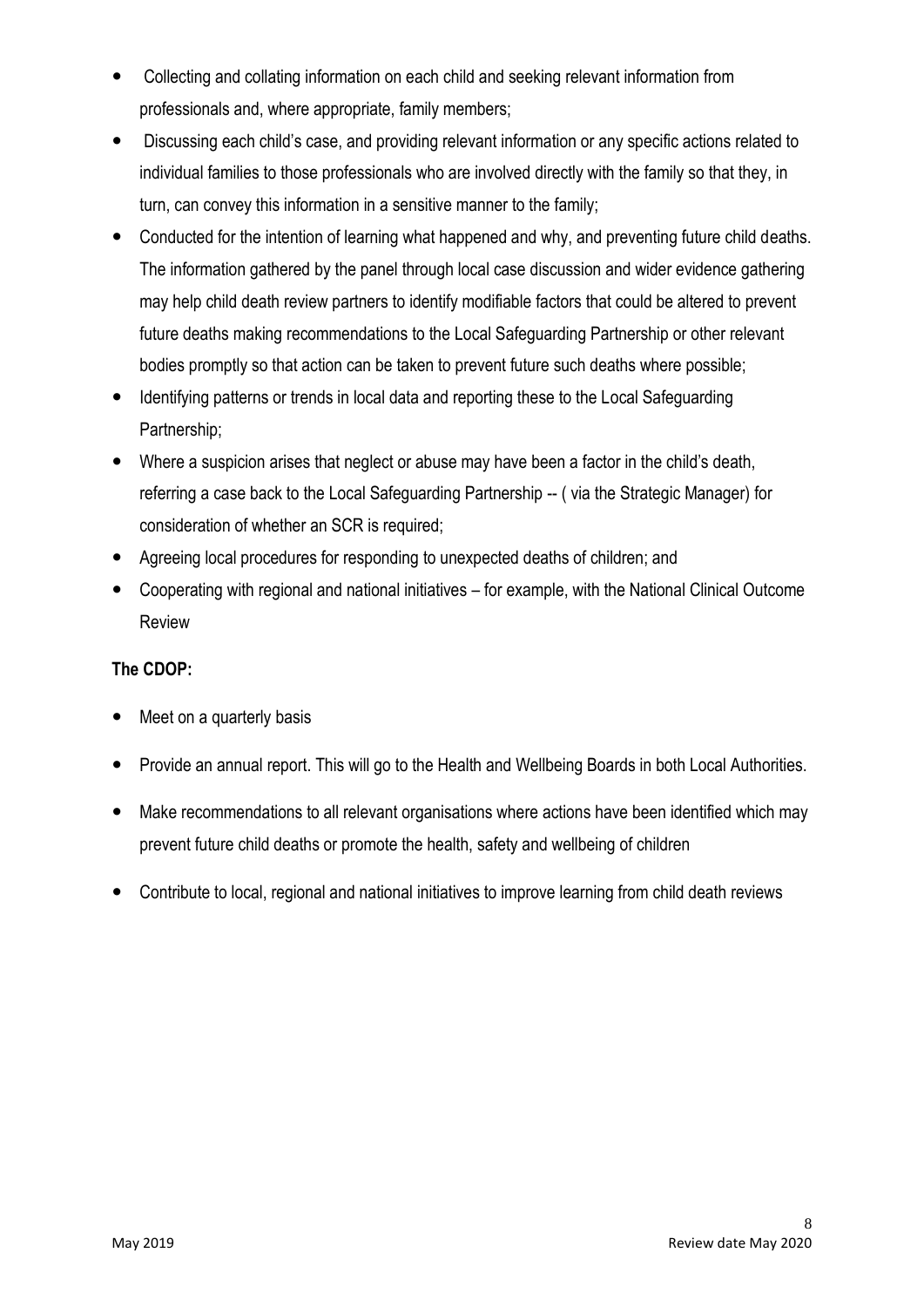- Collecting and collating information on each child and seeking relevant information from professionals and, where appropriate, family members;
- Discussing each child's case, and providing relevant information or any specific actions related to individual families to those professionals who are involved directly with the family so that they, in turn, can convey this information in a sensitive manner to the family;
- Conducted for the intention of learning what happened and why, and preventing future child deaths. The information gathered by the panel through local case discussion and wider evidence gathering may help child death review partners to identify modifiable factors that could be altered to prevent future deaths making recommendations to the Local Safeguarding Partnership or other relevant bodies promptly so that action can be taken to prevent future such deaths where possible;
- Identifying patterns or trends in local data and reporting these to the Local Safeguarding Partnership;
- Where a suspicion arises that neglect or abuse may have been a factor in the child's death, referring a case back to the Local Safeguarding Partnership -- ( via the Strategic Manager) for consideration of whether an SCR is required;
- Agreeing local procedures for responding to unexpected deaths of children; and
- Cooperating with regional and national initiatives – for example, with the National Clinical Outcome Review

**The CDOP:**

- Meet on a quarterly basis
- Provide an annual report. This will go to the Health and Wellbeing Boards in both Local Authorities.
- Make recommendations to all relevant organisations where actions have been identified which may prevent future child deaths or promote the health, safety and wellbeing of children
- Contribute to local, regional and national initiatives to improve learning from child death reviews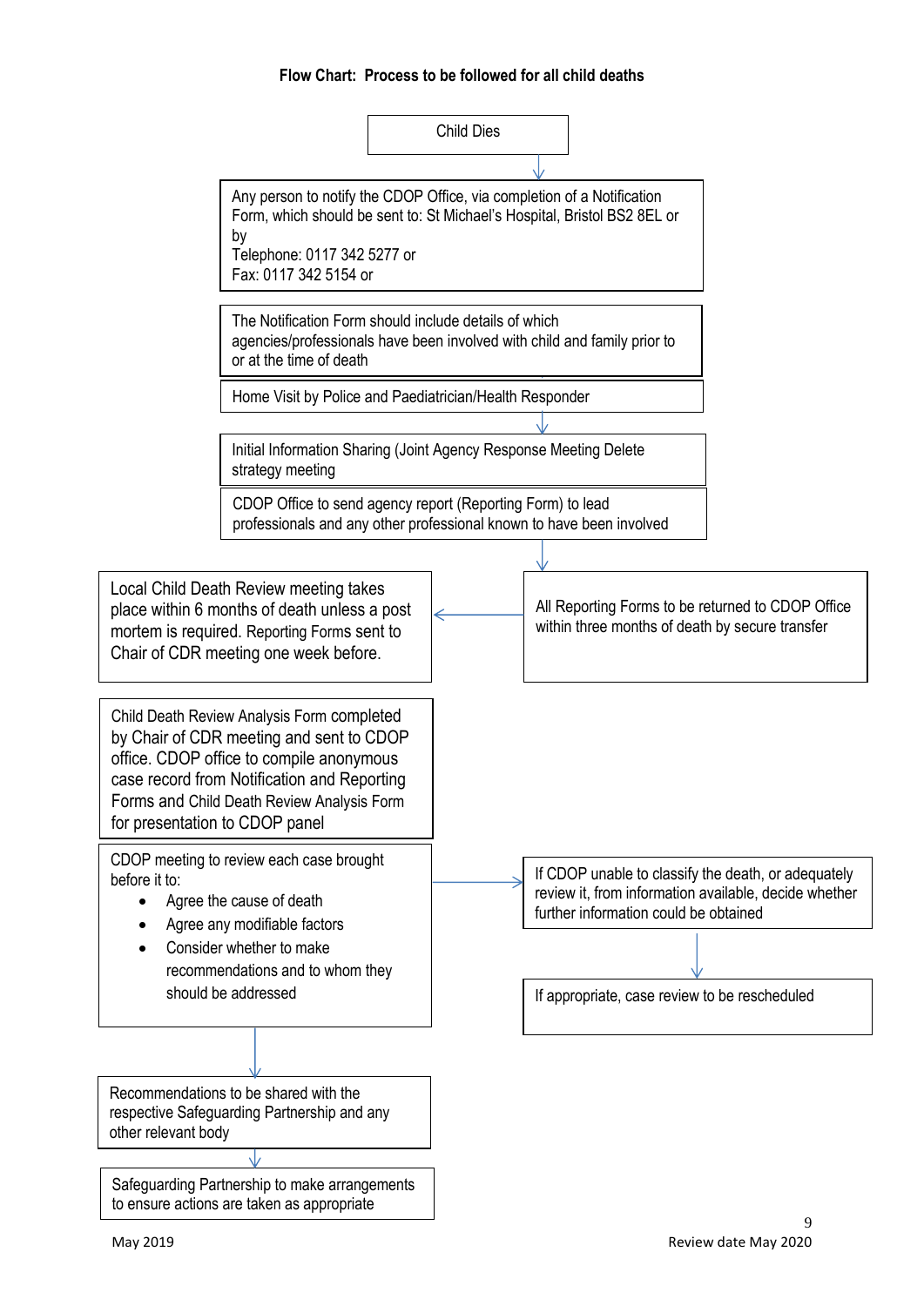**Flow Chart: Process to be followed for all child deaths**

Child Dies

Any person to notify the CDOP Office, via completion of a Notification Form, which should be sent to: St Michael's Hospital, Bristol BS2 8EL or by
Telephone: 0117 342 5277 or
Fax: 0117 342 5154 or

The Notification Form should include details of which agencies/professionals have been involved with child and family prior to or at the time of death

Home Visit by Police and Paediatrician/Health Responder

Initial Information Sharing (Joint Agency Response Meeting Delete strategy meeting

CDOP Office to send agency report (Reporting Form) to lead professionals and any other professional known to have been involved

All Reporting Forms to be returned to CDOP Office within three months of death by secure transfer

Local Child Death Review meeting takes place within 6 months of death unless a post mortem is required. Reporting Forms sent to Chair of CDR meeting one week before.

Child Death Review Analysis Form completed by Chair of CDR meeting and sent to CDOP office. CDOP office to compile anonymous case record from Notification and Reporting Forms and Child Death Review Analysis Form for presentation to CDOP panel

CDOP meeting to review each case brought before it to:

- Agree the cause of death
- Agree any modifiable factors
- Consider whether to make recommendations and to whom they should be addressed

If CDOP unable to classify the death, or adequately review it, from information available, decide whether further information could be obtained

If appropriate, case review to be rescheduled

Recommendations to be shared with the respective Safeguarding Partnership and any other relevant body

Safeguarding Partnership to make arrangements to ensure actions are taken as appropriate

May 2019

Review date May 2020